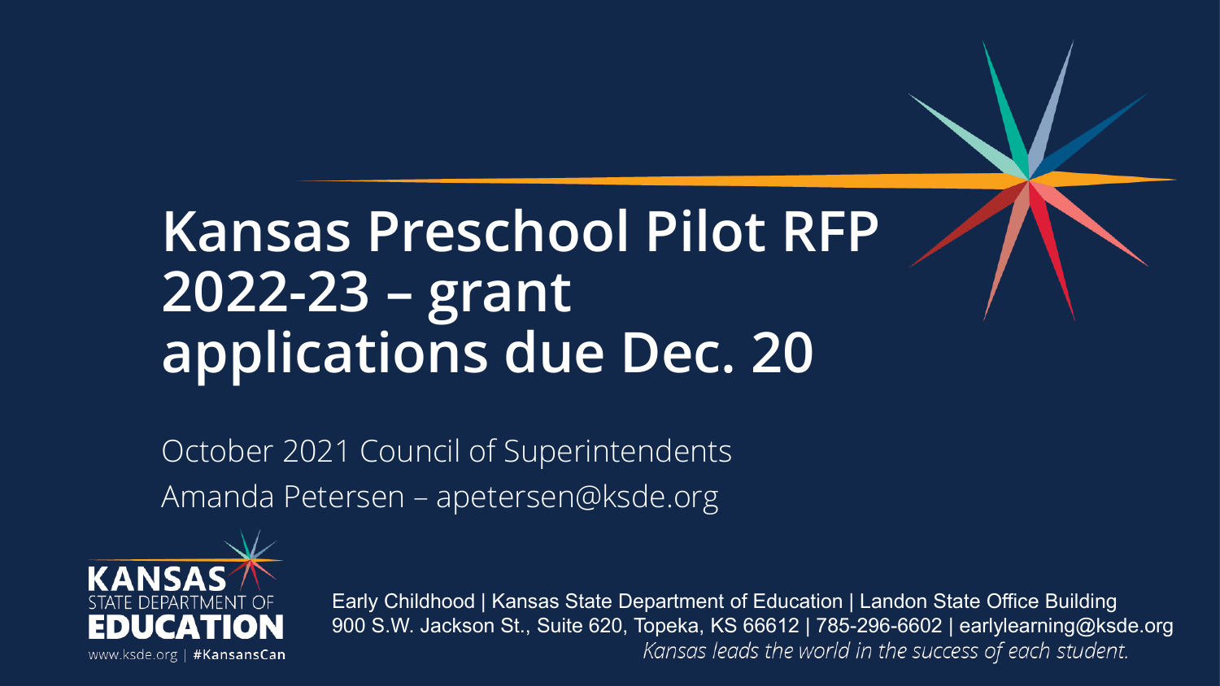# Kansas Preschool Pilot RFP 2022-23 – grant applications due Dec. 20

October 2021 Council of Superintendents

Amanda Petersen – apetersen@ksde.org

KANSAS STATE DEPARTMENT OF EDUCATION

www.ksde.org | #KansansCan

Early Childhood | Kansas State Department of Education | Landon State Office Building
900 S.W. Jackson St., Suite 620, Topeka, KS 66612 | 785-296-6602 | earlylearning@ksde.org

*Kansas leads the world in the success of each student.*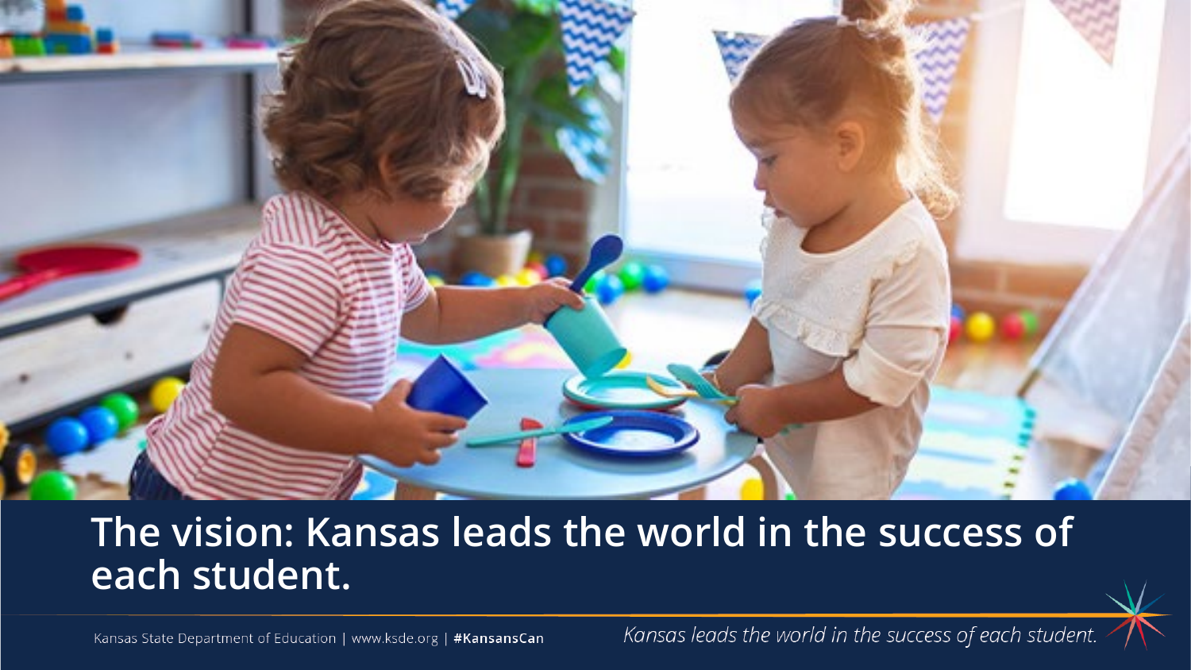The vision: Kansas leads the world in the success of each student.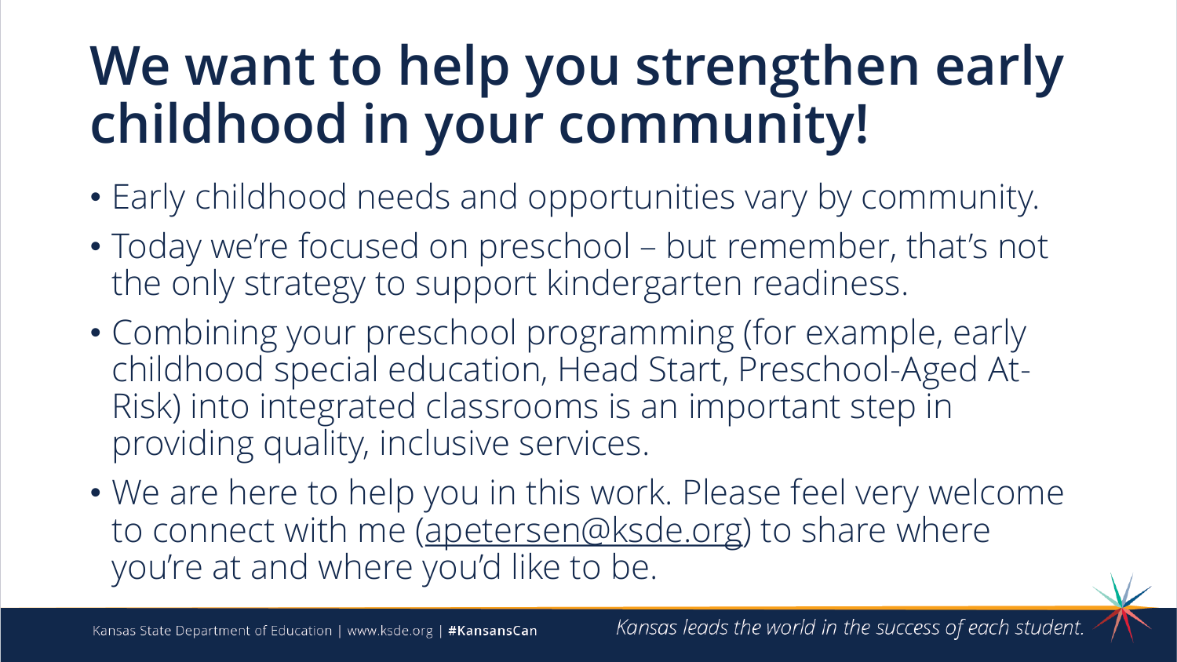# We want to help you strengthen early childhood in your community!

- Early childhood needs and opportunities vary by community.
- Today we're focused on preschool – but remember, that's not the only strategy to support kindergarten readiness.
- Combining your preschool programming (for example, early childhood special education, Head Start, Preschool-Aged At-Risk) into integrated classrooms is an important step in providing quality, inclusive services.
- We are here to help you in this work. Please feel very welcome to connect with me (apetersen@ksde.org) to share where you're at and where you'd like to be.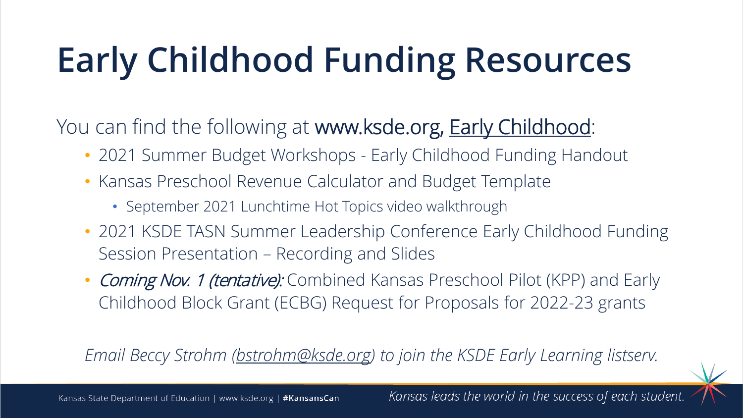# Early Childhood Funding Resources

You can find the following at www.ksde.org, Early Childhood:

- 2021 Summer Budget Workshops - Early Childhood Funding Handout
- Kansas Preschool Revenue Calculator and Budget Template
  - September 2021 Lunchtime Hot Topics video walkthrough
- 2021 KSDE TASN Summer Leadership Conference Early Childhood Funding Session Presentation – Recording and Slides
- *Coming Nov. 1 (tentative):* Combined Kansas Preschool Pilot (KPP) and Early Childhood Block Grant (ECBG) Request for Proposals for 2022-23 grants

*Email Beccy Strohm (bstrohm@ksde.org) to join the KSDE Early Learning listserv.*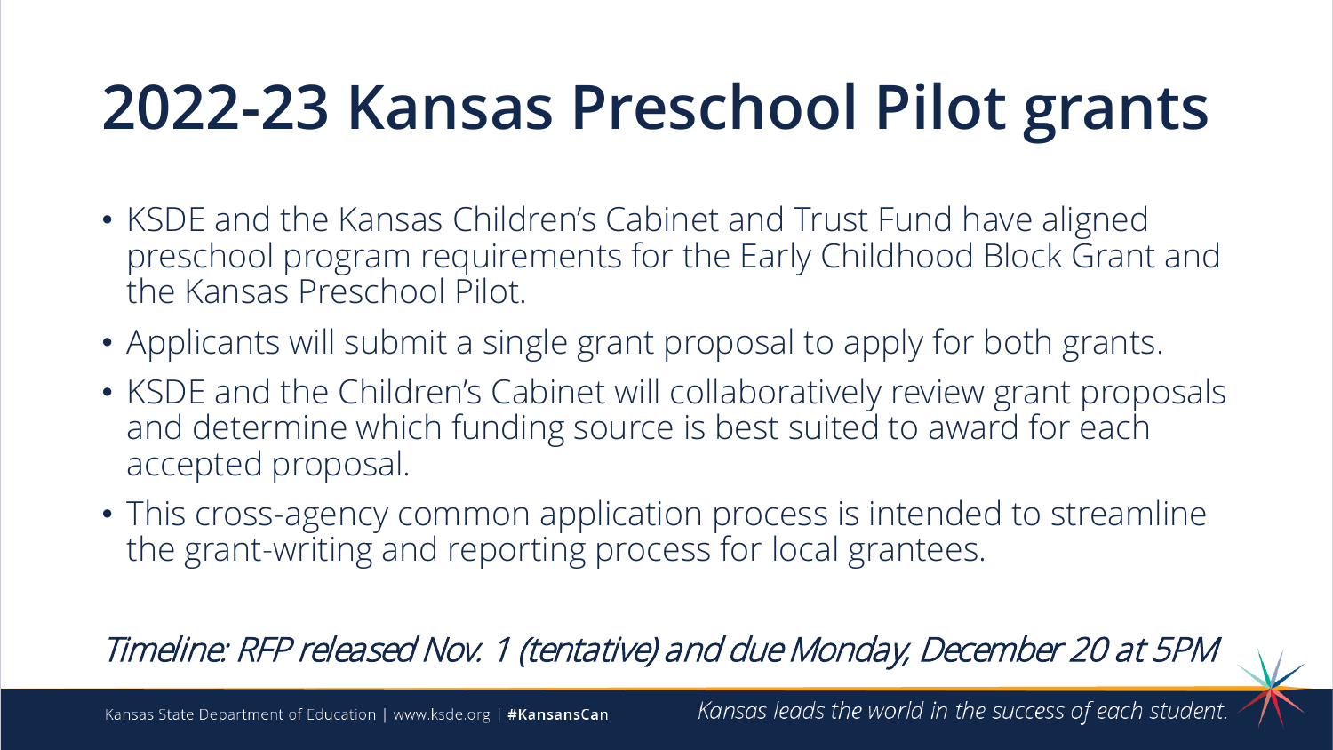# 2022-23 Kansas Preschool Pilot grants

- KSDE and the Kansas Children's Cabinet and Trust Fund have aligned preschool program requirements for the Early Childhood Block Grant and the Kansas Preschool Pilot.
- Applicants will submit a single grant proposal to apply for both grants.
- KSDE and the Children's Cabinet will collaboratively review grant proposals and determine which funding source is best suited to award for each accepted proposal.
- This cross-agency common application process is intended to streamline the grant-writing and reporting process for local grantees.

*Timeline: RFP released Nov. 1 (tentative) and due Monday, December 20 at 5PM*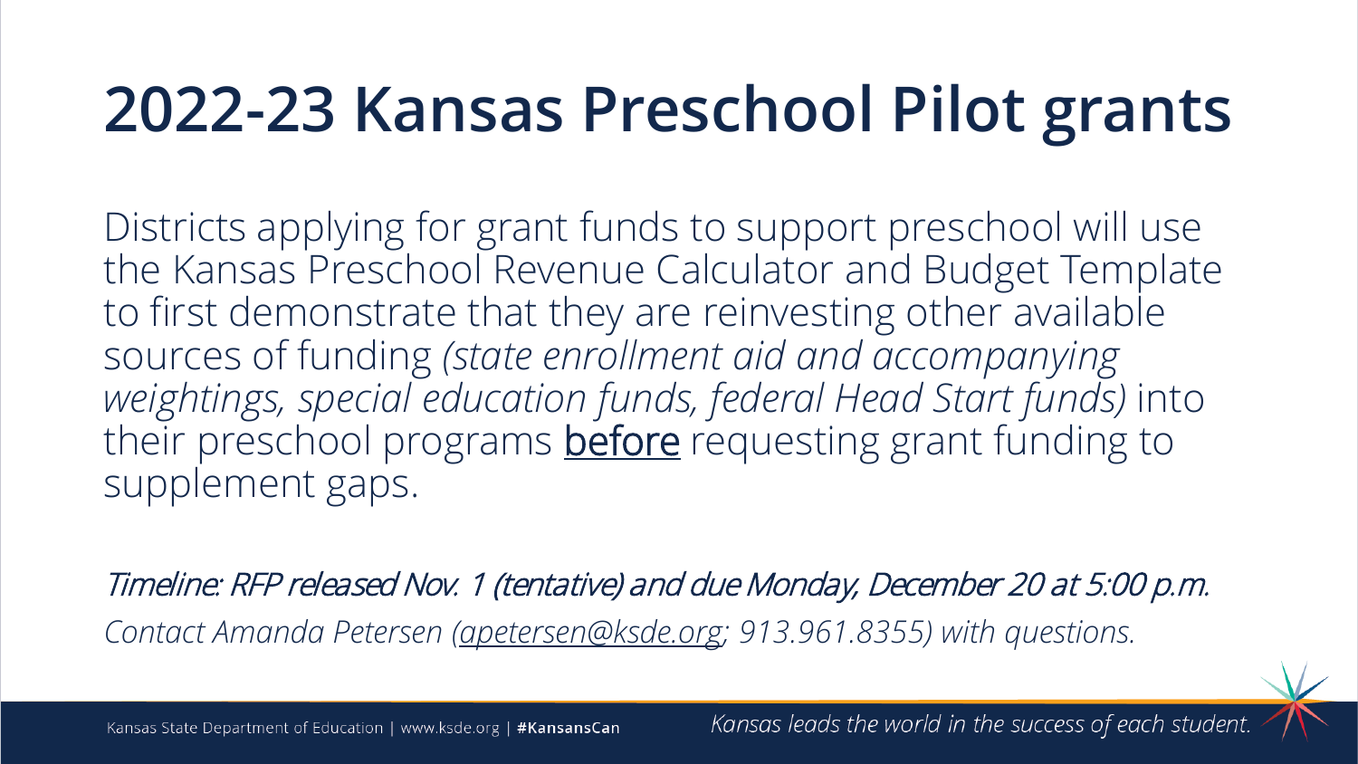# 2022-23 Kansas Preschool Pilot grants

Districts applying for grant funds to support preschool will use the Kansas Preschool Revenue Calculator and Budget Template to first demonstrate that they are reinvesting other available sources of funding *(state enrollment aid and accompanying weightings, special education funds, federal Head Start funds)* into their preschool programs before requesting grant funding to supplement gaps.

*Timeline: RFP released Nov. 1 (tentative) and due Monday, December 20 at 5:00 p.m.*

*Contact Amanda Petersen (apetersen@ksde.org; 913.961.8355) with questions.*